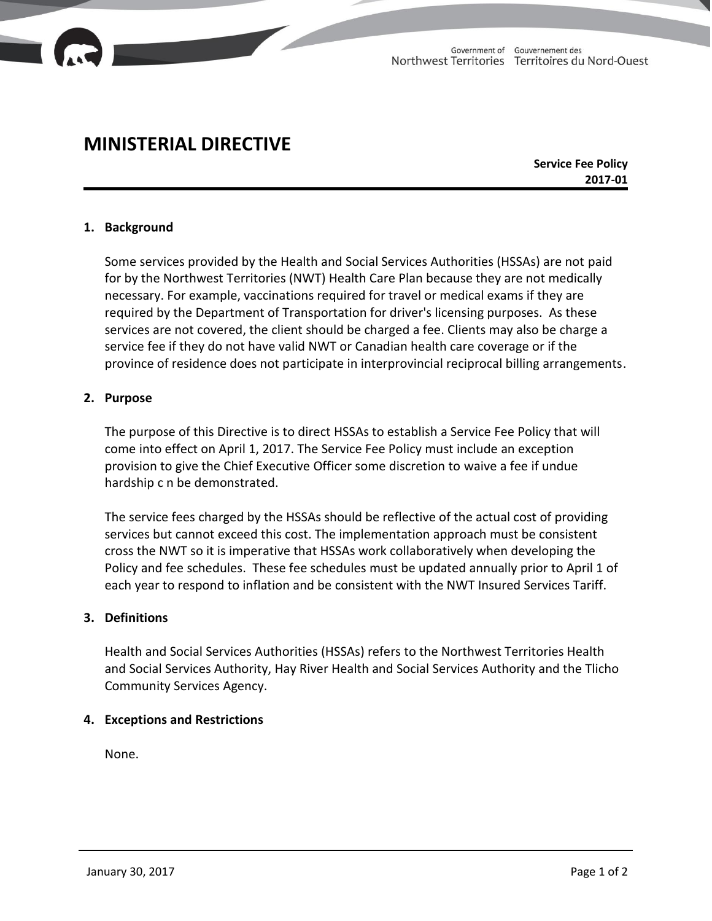# MINISTERIAL DIRECTIVE

**Service Fee Policy**
**2017-01**

## 1. Background

Some services provided by the Health and Social Services Authorities (HSSAs) are not paid for by the Northwest Territories (NWT) Health Care Plan because they are not medically necessary. For example, vaccinations required for travel or medical exams if they are required by the Department of Transportation for driver's licensing purposes. As these services are not covered, the client should be charged a fee. Clients may also be charge a service fee if they do not have valid NWT or Canadian health care coverage or if the province of residence does not participate in interprovincial reciprocal billing arrangements.

## 2. Purpose

The purpose of this Directive is to direct HSSAs to establish a Service Fee Policy that will come into effect on April 1, 2017. The Service Fee Policy must include an exception provision to give the Chief Executive Officer some discretion to waive a fee if undue hardship c n be demonstrated.

The service fees charged by the HSSAs should be reflective of the actual cost of providing services but cannot exceed this cost. The implementation approach must be consistent cross the NWT so it is imperative that HSSAs work collaboratively when developing the Policy and fee schedules. These fee schedules must be updated annually prior to April 1 of each year to respond to inflation and be consistent with the NWT Insured Services Tariff.

## 3. Definitions

Health and Social Services Authorities (HSSAs) refers to the Northwest Territories Health and Social Services Authority, Hay River Health and Social Services Authority and the Tlicho Community Services Agency.

## 4. Exceptions and Restrictions

None.

January 30, 2017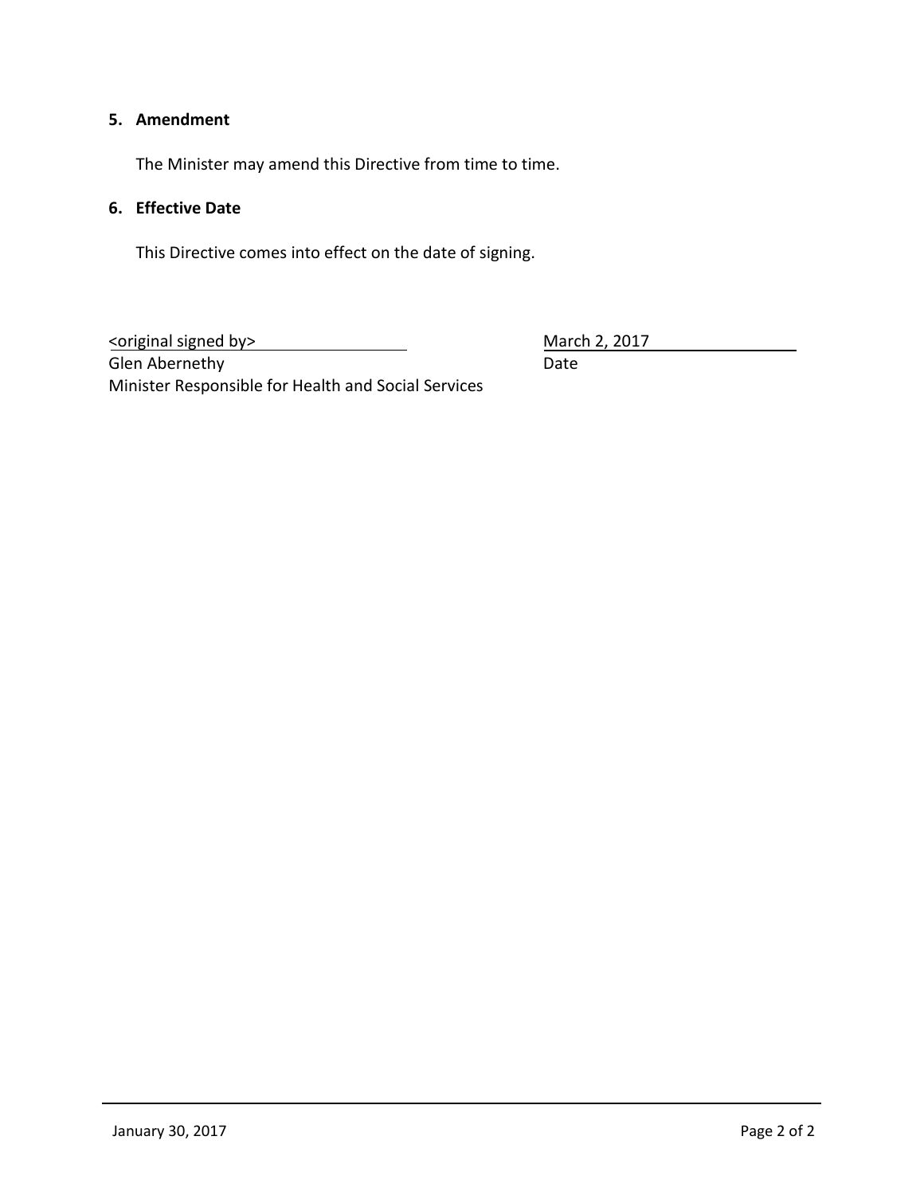## 5. Amendment

The Minister may amend this Directive from time to time.

## 6. Effective Date

This Directive comes into effect on the date of signing.

<original signed by>
Glen Abernethy
Minister Responsible for Health and Social Services

March 2, 2017
Date